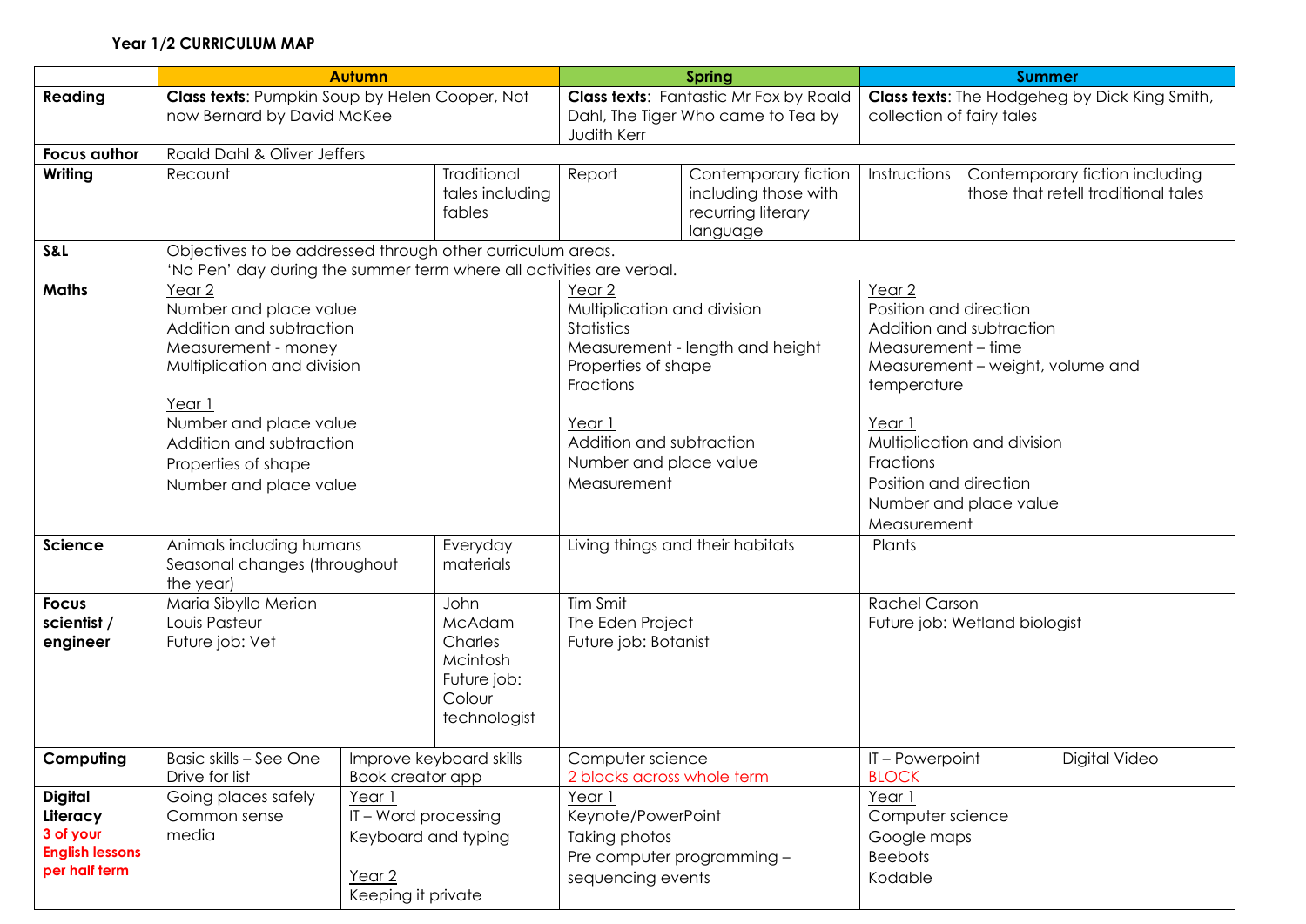**Year 1/2 CURRICULUM MAP**

| | Autumn | | | Spring | | Summer | |
|---|---|---|---|---|---|---|---|
| **Reading** | **Class texts**: Pumpkin Soup by Helen Cooper, Not now Bernard by David McKee | | | **Class texts**: Fantastic Mr Fox by Roald Dahl, The Tiger Who came to Tea by Judith Kerr | | **Class texts**: The Hodgeheg by Dick King Smith, collection of fairy tales | |
| **Focus author** | Roald Dahl & Oliver Jeffers | | | | | | |
| **Writing** | Recount | | Traditional tales including fables | Report | Contemporary fiction including those with recurring literary language | Instructions | Contemporary fiction including those that retell traditional tales |
| **S&L** | Objectives to be addressed through other curriculum areas.<br>'No Pen' day during the summer term where all activities are verbal. | | | | | | |
| **Maths** | Year 2<br>Number and place value<br>Addition and subtraction<br>Measurement - money<br>Multiplication and division<br><br>Year 1<br>Number and place value<br>Addition and subtraction<br>Properties of shape<br>Number and place value | | | Year 2<br>Multiplication and division<br>Statistics<br>Measurement - length and height<br>Properties of shape<br>Fractions<br><br>Year 1<br>Addition and subtraction<br>Number and place value<br>Measurement | | Year 2<br>Position and direction<br>Addition and subtraction<br>Measurement – time<br>Measurement – weight, volume and temperature<br><br>Year 1<br>Multiplication and division<br>Fractions<br>Position and direction<br>Number and place value<br>Measurement | |
| **Science** | Animals including humans<br>Seasonal changes (throughout the year) | | Everyday materials | Living things and their habitats | | Plants | |
| **Focus scientist / engineer** | Maria Sibylla Merian<br>Louis Pasteur<br>Future job: Vet | | John McAdam<br>Charles Mcintosh<br>Future job: Colour technologist | Tim Smit<br>The Eden Project<br>Future job: Botanist | | Rachel Carson<br>Future job: Wetland biologist | |
| **Computing** | Basic skills – See One Drive for list | Improve keyboard skills<br>Book creator app | | Computer science<br>2 blocks across whole term | | IT – Powerpoint<br>BLOCK | Digital Video |
| **Digital Literacy**<br>3 of your English lessons per half term | Going places safely<br>Common sense media | Year 1<br>IT – Word processing<br>Keyboard and typing<br><br>Year 2<br>Keeping it private | | Year 1<br>Keynote/PowerPoint<br>Taking photos<br>Pre computer programming – sequencing events | | Year 1<br>Computer science<br>Google maps<br>Beebots<br>Kodable | |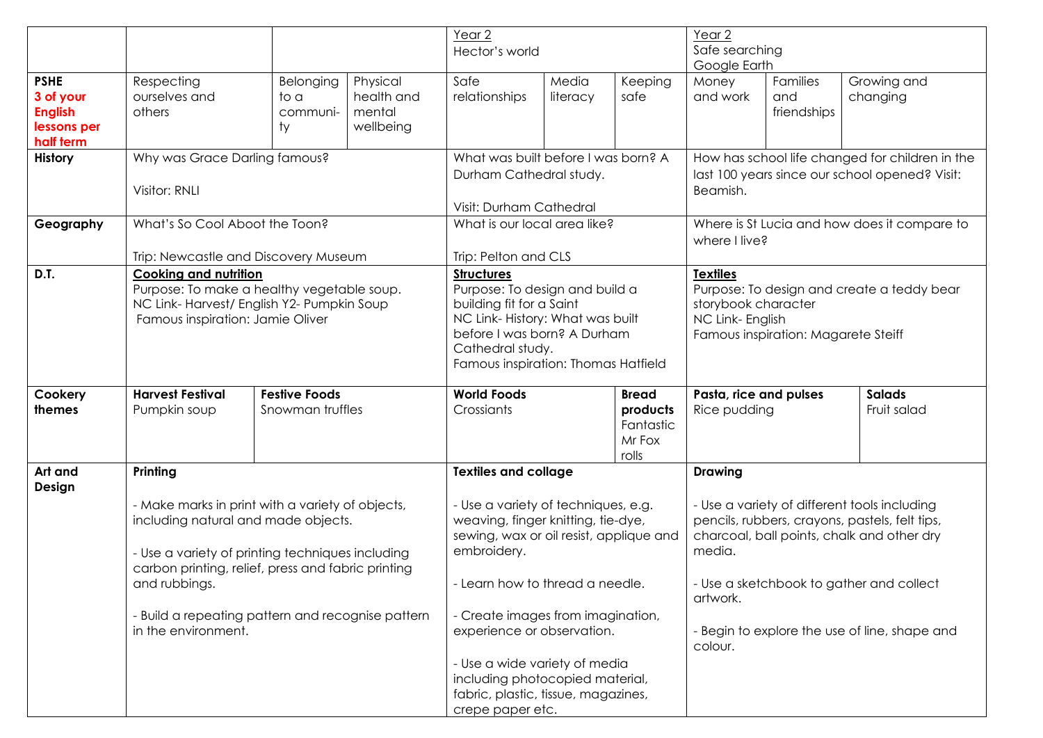| | | | | | | | | | |
|---|---|---|---|---|---|---|---|---|---|
| | | | | Year 2<br>Hector's world | | | Year 2<br>Safe searching<br>Google Earth | | |
| **PSHE**<br>**3 of your English lessons per half term** | Respecting ourselves and others | Belonging to a communi-ty | Physical health and mental wellbeing | Safe relationships | Media literacy | Keeping safe | Money and work | Families and friendships | Growing and changing |
| **History** | Why was Grace Darling famous?<br><br>Visitor: RNLI | | | What was built before I was born? A Durham Cathedral study.<br><br>Visit: Durham Cathedral | | | How has school life changed for children in the last 100 years since our school opened? Visit: Beamish. | | |
| **Geography** | What's So Cool Aboot the Toon?<br><br>Trip: Newcastle and Discovery Museum | | | What is our local area like?<br><br>Trip: Pelton and CLS | | | Where is St Lucia and how does it compare to where I live? | | |
| **D.T.** | **Cooking and nutrition**<br>Purpose: To make a healthy vegetable soup.<br>NC Link- Harvest/ English Y2- Pumpkin Soup<br>Famous inspiration: Jamie Oliver | | | **Structures**<br>Purpose: To design and build a building fit for a Saint<br>NC Link- History: What was built before I was born? A Durham Cathedral study.<br>Famous inspiration: Thomas Hatfield | | | **Textiles**<br>Purpose: To design and create a teddy bear storybook character<br>NC Link- English<br>Famous inspiration: Magarete Steiff | | |
| **Cookery themes** | **Harvest Festival**<br>Pumpkin soup | **Festive Foods**<br>Snowman truffles | | **World Foods**<br>Crossiants | | **Bread products**<br>Fantastic Mr Fox rolls | **Pasta, rice and pulses**<br>Rice pudding | | **Salads**<br>Fruit salad |
| **Art and Design** | **Printing**<br><br>- Make marks in print with a variety of objects, including natural and made objects.<br><br>- Use a variety of printing techniques including carbon printing, relief, press and fabric printing and rubbings.<br><br>- Build a repeating pattern and recognise pattern in the environment. | | | **Textiles and collage**<br><br>- Use a variety of techniques, e.g. weaving, finger knitting, tie-dye, sewing, wax or oil resist, applique and embroidery.<br><br>- Learn how to thread a needle.<br><br>- Create images from imagination, experience or observation.<br><br>- Use a wide variety of media including photocopied material, fabric, plastic, tissue, magazines, crepe paper etc. | | | **Drawing**<br><br>- Use a variety of different tools including pencils, rubbers, crayons, pastels, felt tips, charcoal, ball points, chalk and other dry media.<br><br>- Use a sketchbook to gather and collect artwork.<br><br>- Begin to explore the use of line, shape and colour. | | |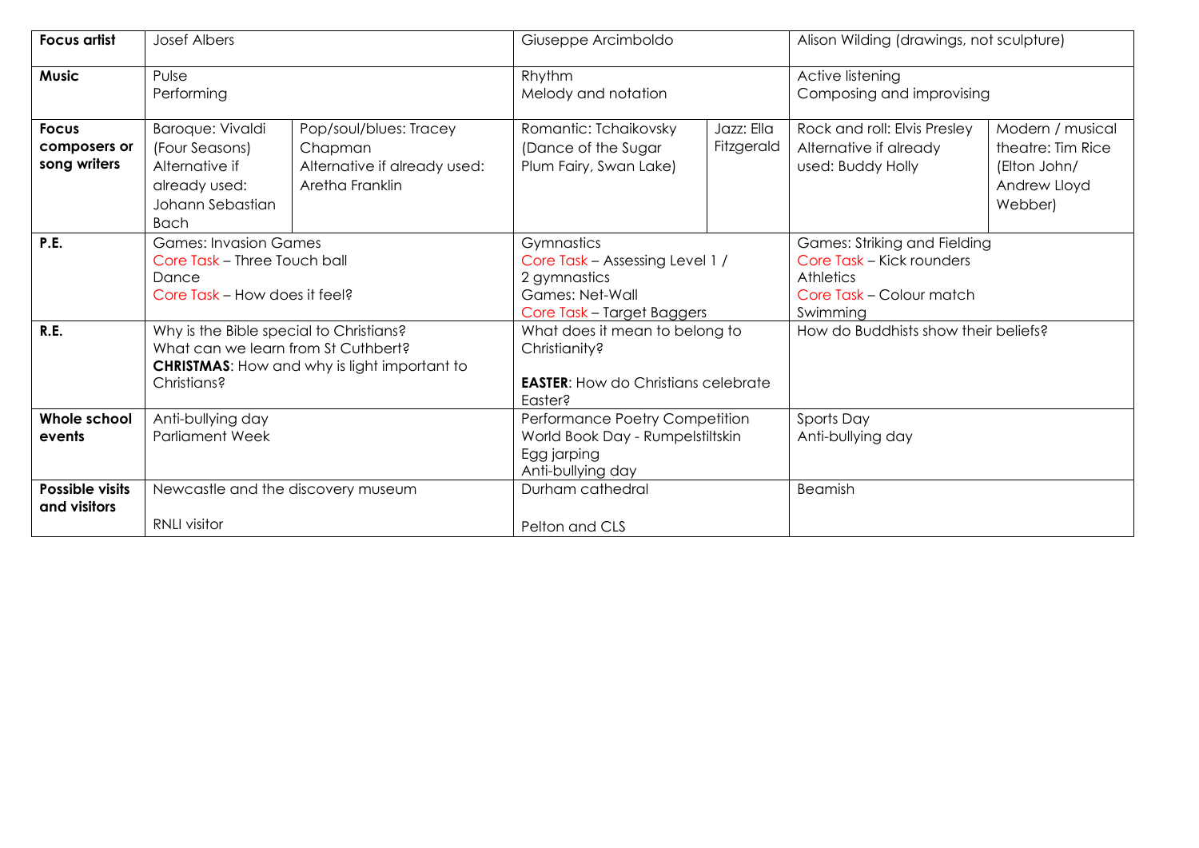| | | | | | | |
|---|---|---|---|---|---|---|
| **Focus artist** | Josef Albers | | Giuseppe Arcimboldo | | Alison Wilding (drawings, not sculpture) | |
| **Music** | Pulse<br>Performing | | Rhythm<br>Melody and notation | | Active listening<br>Composing and improvising | |
| **Focus composers or song writers** | Baroque: Vivaldi (Four Seasons)<br>Alternative if already used: Johann Sebastian Bach | Pop/soul/blues: Tracey Chapman<br>Alternative if already used: Aretha Franklin | Romantic: Tchaikovsky (Dance of the Sugar Plum Fairy, Swan Lake) | Jazz: Ella Fitzgerald | Rock and roll: Elvis Presley<br>Alternative if already used: Buddy Holly | Modern / musical theatre: Tim Rice (Elton John/ Andrew Lloyd Webber) |
| **P.E.** | Games: Invasion Games<br>Core Task – Three Touch ball<br>Dance<br>Core Task – How does it feel? | | Gymnastics<br>Core Task – Assessing Level 1 / 2 gymnastics<br>Games: Net-Wall<br>Core Task – Target Baggers | | Games: Striking and Fielding<br>Core Task – Kick rounders<br>Athletics<br>Core Task – Colour match<br>Swimming | |
| **R.E.** | Why is the Bible special to Christians?<br>What can we learn from St Cuthbert?<br>**CHRISTMAS**: How and why is light important to Christians? | | What does it mean to belong to Christianity?<br><br>**EASTER**: How do Christians celebrate Easter? | | How do Buddhists show their beliefs? | |
| **Whole school events** | Anti-bullying day<br>Parliament Week | | Performance Poetry Competition<br>World Book Day - Rumpelstiltskin<br>Egg jarping<br>Anti-bullying day | | Sports Day<br>Anti-bullying day | |
| **Possible visits and visitors** | Newcastle and the discovery museum<br><br>RNLI visitor | | Durham cathedral<br><br>Pelton and CLS | | Beamish | |